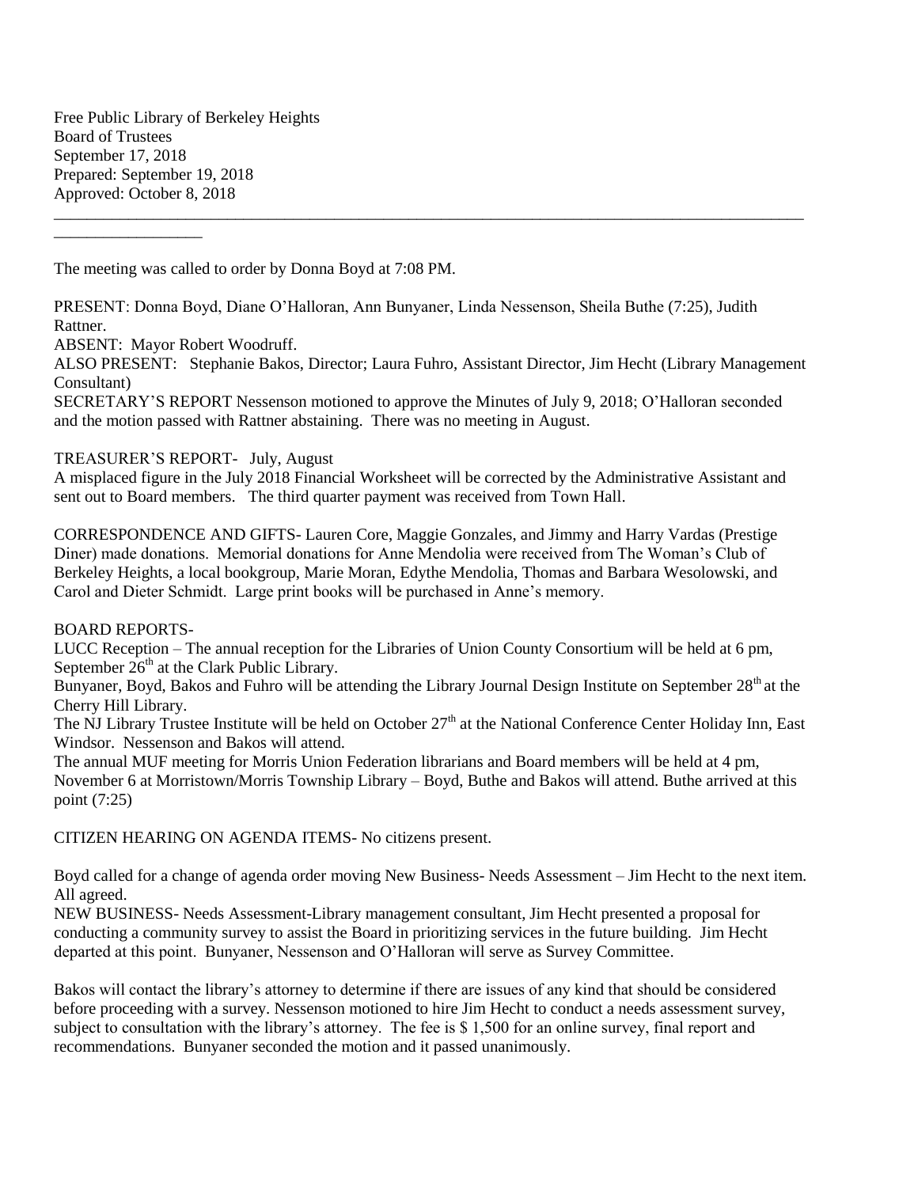Free Public Library of Berkeley Heights
Board of Trustees
September 17, 2018
Prepared: September 19, 2018
Approved: October 8, 2018

---

The meeting was called to order by Donna Boyd at 7:08 PM.

PRESENT: Donna Boyd, Diane O'Halloran, Ann Bunyaner, Linda Nessenson, Sheila Buthe (7:25), Judith Rattner.
ABSENT: Mayor Robert Woodruff.
ALSO PRESENT: Stephanie Bakos, Director; Laura Fuhro, Assistant Director, Jim Hecht (Library Management Consultant)
SECRETARY'S REPORT Nessenson motioned to approve the Minutes of July 9, 2018; O'Halloran seconded and the motion passed with Rattner abstaining. There was no meeting in August.

TREASURER'S REPORT- July, August
A misplaced figure in the July 2018 Financial Worksheet will be corrected by the Administrative Assistant and sent out to Board members. The third quarter payment was received from Town Hall.

CORRESPONDENCE AND GIFTS- Lauren Core, Maggie Gonzales, and Jimmy and Harry Vardas (Prestige Diner) made donations. Memorial donations for Anne Mendolia were received from The Woman's Club of Berkeley Heights, a local bookgroup, Marie Moran, Edythe Mendolia, Thomas and Barbara Wesolowski, and Carol and Dieter Schmidt. Large print books will be purchased in Anne's memory.

BOARD REPORTS-
LUCC Reception – The annual reception for the Libraries of Union County Consortium will be held at 6 pm, September 26th at the Clark Public Library.
Bunyaner, Boyd, Bakos and Fuhro will be attending the Library Journal Design Institute on September 28th at the Cherry Hill Library.
The NJ Library Trustee Institute will be held on October 27th at the National Conference Center Holiday Inn, East Windsor. Nessenson and Bakos will attend.
The annual MUF meeting for Morris Union Federation librarians and Board members will be held at 4 pm, November 6 at Morristown/Morris Township Library – Boyd, Buthe and Bakos will attend. Buthe arrived at this point (7:25)

CITIZEN HEARING ON AGENDA ITEMS- No citizens present.

Boyd called for a change of agenda order moving New Business- Needs Assessment – Jim Hecht to the next item. All agreed.
NEW BUSINESS- Needs Assessment-Library management consultant, Jim Hecht presented a proposal for conducting a community survey to assist the Board in prioritizing services in the future building. Jim Hecht departed at this point. Bunyaner, Nessenson and O'Halloran will serve as Survey Committee.

Bakos will contact the library's attorney to determine if there are issues of any kind that should be considered before proceeding with a survey. Nessenson motioned to hire Jim Hecht to conduct a needs assessment survey, subject to consultation with the library's attorney. The fee is $ 1,500 for an online survey, final report and recommendations. Bunyaner seconded the motion and it passed unanimously.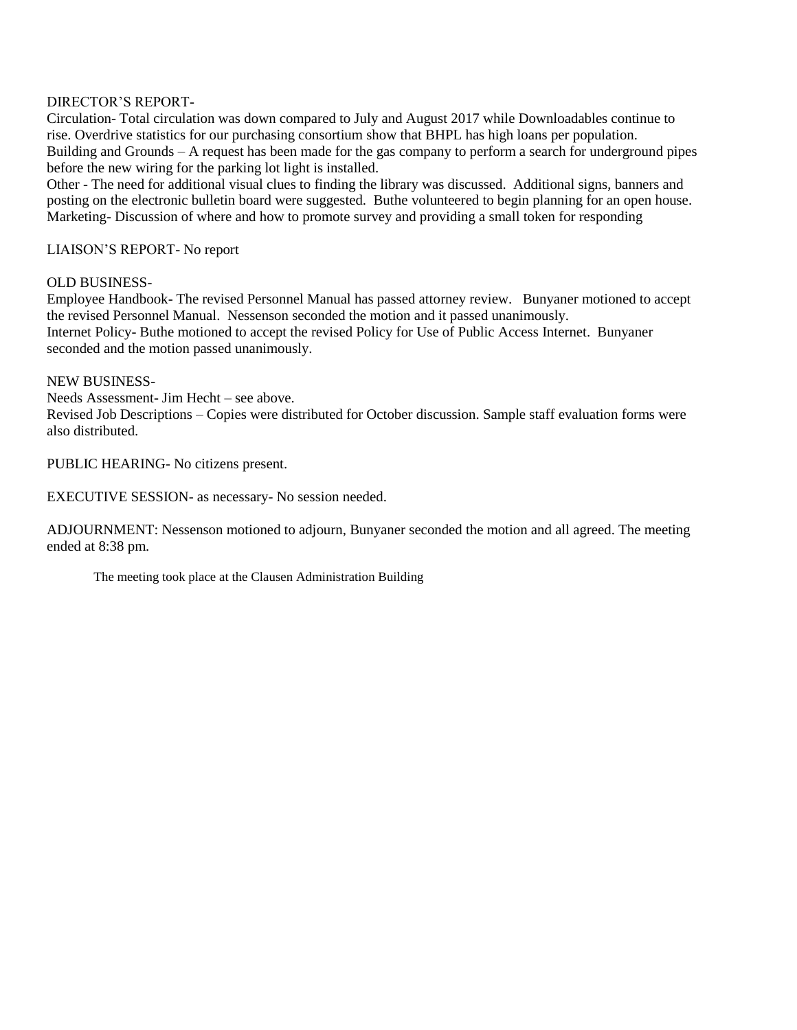DIRECTOR'S REPORT-

Circulation- Total circulation was down compared to July and August 2017 while Downloadables continue to rise. Overdrive statistics for our purchasing consortium show that BHPL has high loans per population.
Building and Grounds – A request has been made for the gas company to perform a search for underground pipes before the new wiring for the parking lot light is installed.
Other - The need for additional visual clues to finding the library was discussed. Additional signs, banners and posting on the electronic bulletin board were suggested. Buthe volunteered to begin planning for an open house.
Marketing- Discussion of where and how to promote survey and providing a small token for responding

LIAISON'S REPORT- No report

OLD BUSINESS-

Employee Handbook- The revised Personnel Manual has passed attorney review. Bunyaner motioned to accept the revised Personnel Manual. Nessenson seconded the motion and it passed unanimously.
Internet Policy- Buthe motioned to accept the revised Policy for Use of Public Access Internet. Bunyaner seconded and the motion passed unanimously.

NEW BUSINESS-

Needs Assessment- Jim Hecht – see above.
Revised Job Descriptions – Copies were distributed for October discussion. Sample staff evaluation forms were also distributed.

PUBLIC HEARING- No citizens present.

EXECUTIVE SESSION- as necessary- No session needed.

ADJOURNMENT: Nessenson motioned to adjourn, Bunyaner seconded the motion and all agreed. The meeting ended at 8:38 pm.

The meeting took place at the Clausen Administration Building